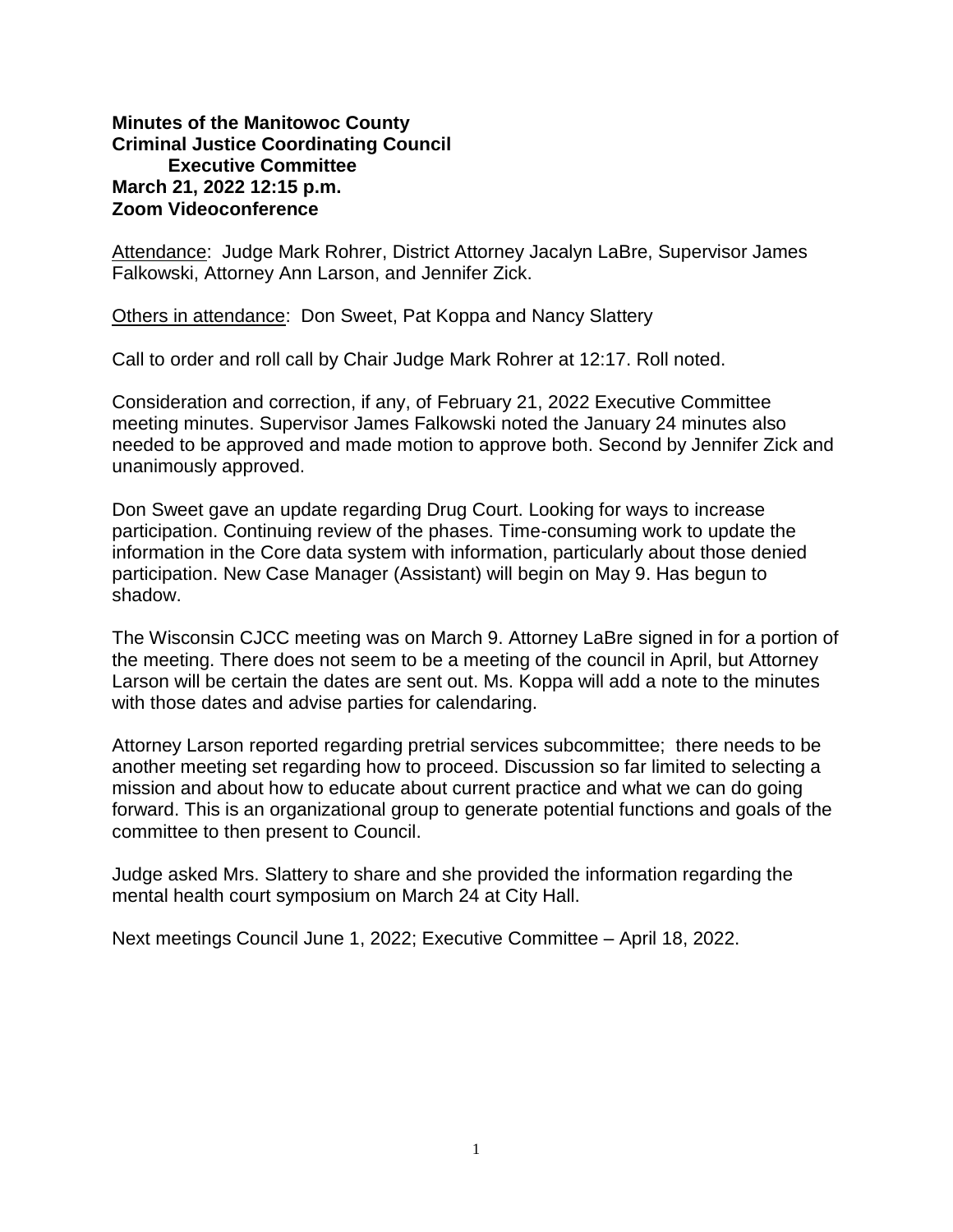**Minutes of the Manitowoc County**
**Criminal Justice Coordinating Council**
**Executive Committee**
**March 21, 2022 12:15 p.m.**
**Zoom Videoconference**

Attendance: Judge Mark Rohrer, District Attorney Jacalyn LaBre, Supervisor James Falkowski, Attorney Ann Larson, and Jennifer Zick.

Others in attendance: Don Sweet, Pat Koppa and Nancy Slattery

Call to order and roll call by Chair Judge Mark Rohrer at 12:17. Roll noted.

Consideration and correction, if any, of February 21, 2022 Executive Committee meeting minutes. Supervisor James Falkowski noted the January 24 minutes also needed to be approved and made motion to approve both. Second by Jennifer Zick and unanimously approved.

Don Sweet gave an update regarding Drug Court. Looking for ways to increase participation. Continuing review of the phases. Time-consuming work to update the information in the Core data system with information, particularly about those denied participation. New Case Manager (Assistant) will begin on May 9. Has begun to shadow.

The Wisconsin CJCC meeting was on March 9. Attorney LaBre signed in for a portion of the meeting. There does not seem to be a meeting of the council in April, but Attorney Larson will be certain the dates are sent out. Ms. Koppa will add a note to the minutes with those dates and advise parties for calendaring.

Attorney Larson reported regarding pretrial services subcommittee; there needs to be another meeting set regarding how to proceed. Discussion so far limited to selecting a mission and about how to educate about current practice and what we can do going forward. This is an organizational group to generate potential functions and goals of the committee to then present to Council.

Judge asked Mrs. Slattery to share and she provided the information regarding the mental health court symposium on March 24 at City Hall.

Next meetings Council June 1, 2022; Executive Committee – April 18, 2022.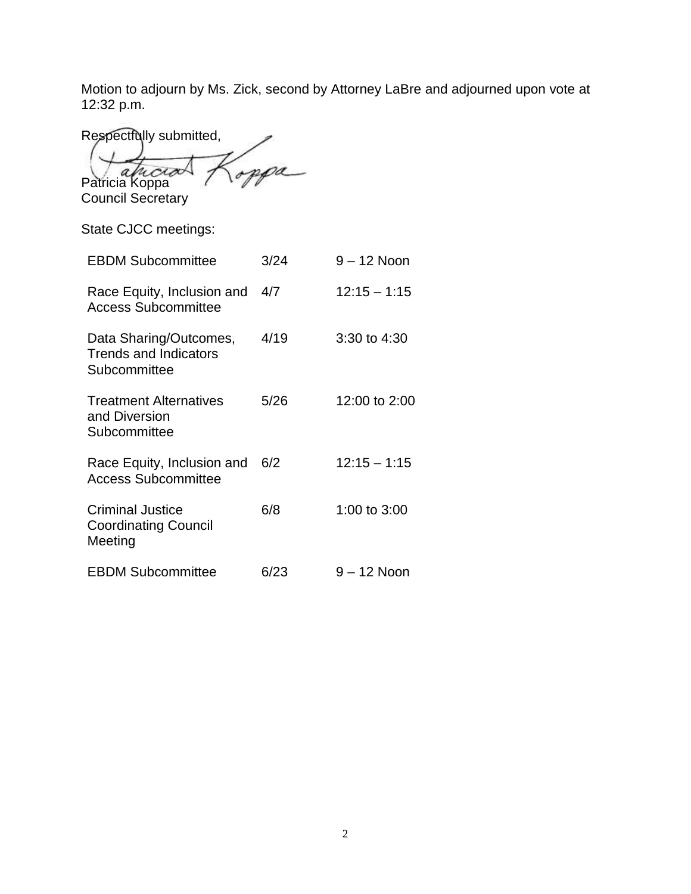Motion to adjourn by Ms. Zick, second by Attorney LaBre and adjourned upon vote at 12:32 p.m.

Respectfully submitted,

Patricia Koppa
Council Secretary

State CJCC meetings:

| | | |
|---|---|---|
| EBDM Subcommittee | 3/24 | 9 – 12 Noon |
| Race Equity, Inclusion and Access Subcommittee | 4/7 | 12:15 – 1:15 |
| Data Sharing/Outcomes, Trends and Indicators Subcommittee | 4/19 | 3:30 to 4:30 |
| Treatment Alternatives and Diversion Subcommittee | 5/26 | 12:00 to 2:00 |
| Race Equity, Inclusion and Access Subcommittee | 6/2 | 12:15 – 1:15 |
| Criminal Justice Coordinating Council Meeting | 6/8 | 1:00 to 3:00 |
| EBDM Subcommittee | 6/23 | 9 – 12 Noon |